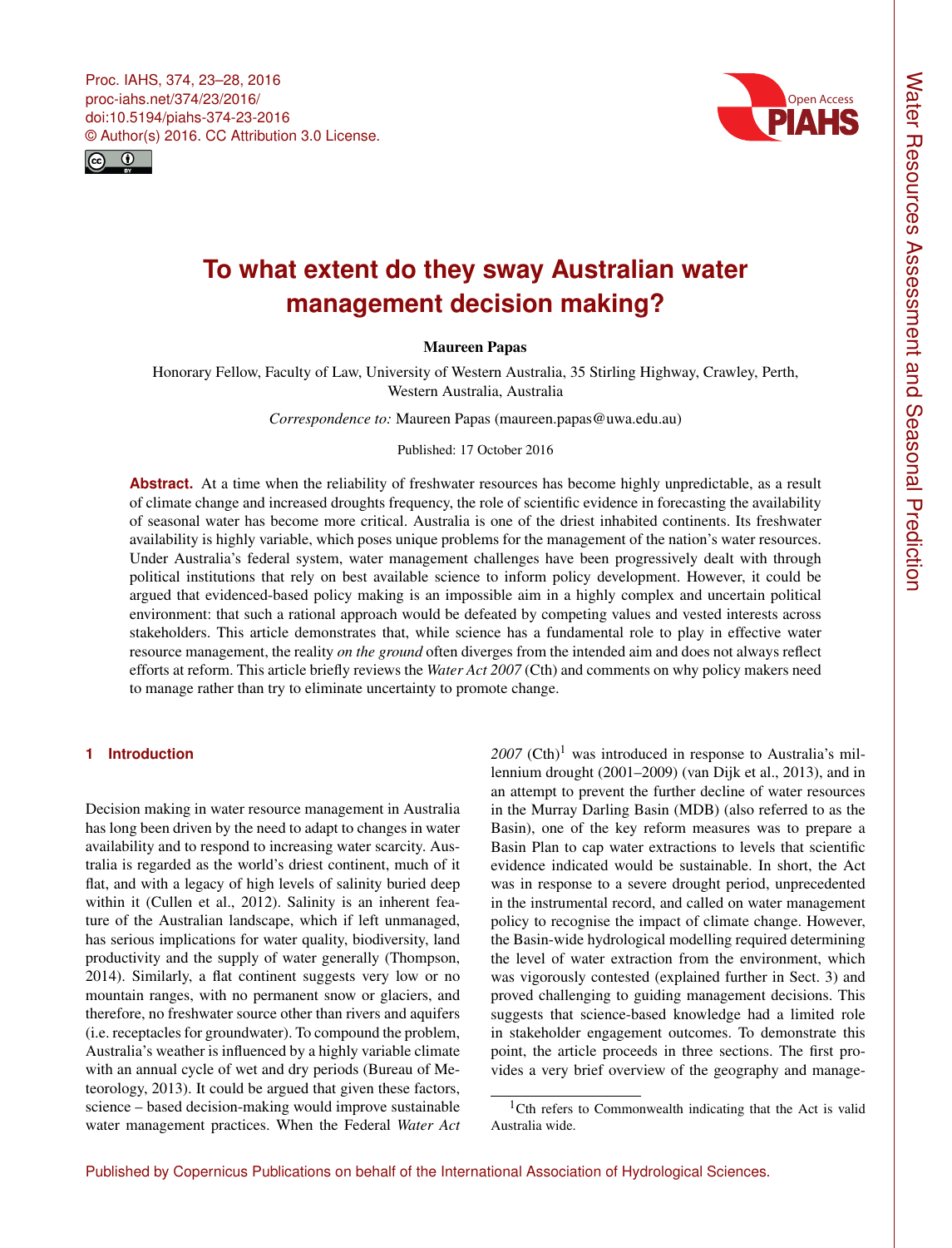# To what extent do they sway Australian water management decision making?

**Maureen Papas**

Honorary Fellow, Faculty of Law, University of Western Australia, 35 Stirling Highway, Crawley, Perth, Western Australia, Australia

*Correspondence to:* Maureen Papas (maureen.papas@uwa.edu.au)

Published: 17 October 2016

**Abstract.** At a time when the reliability of freshwater resources has become highly unpredictable, as a result of climate change and increased droughts frequency, the role of scientific evidence in forecasting the availability of seasonal water has become more critical. Australia is one of the driest inhabited continents. Its freshwater availability is highly variable, which poses unique problems for the management of the nation's water resources. Under Australia's federal system, water management challenges have been progressively dealt with through political institutions that rely on best available science to inform policy development. However, it could be argued that evidenced-based policy making is an impossible aim in a highly complex and uncertain political environment: that such a rational approach would be defeated by competing values and vested interests across stakeholders. This article demonstrates that, while science has a fundamental role to play in effective water resource management, the reality *on the ground* often diverges from the intended aim and does not always reflect efforts at reform. This article briefly reviews the *Water Act 2007* (Cth) and comments on why policy makers need to manage rather than try to eliminate uncertainty to promote change.

## 1 Introduction

Decision making in water resource management in Australia has long been driven by the need to adapt to changes in water availability and to respond to increasing water scarcity. Australia is regarded as the world's driest continent, much of it flat, and with a legacy of high levels of salinity buried deep within it (Cullen et al., 2012). Salinity is an inherent feature of the Australian landscape, which if left unmanaged, has serious implications for water quality, biodiversity, land productivity and the supply of water generally (Thompson, 2014). Similarly, a flat continent suggests very low or no mountain ranges, with no permanent snow or glaciers, and therefore, no freshwater source other than rivers and aquifers (i.e. receptacles for groundwater). To compound the problem, Australia's weather is influenced by a highly variable climate with an annual cycle of wet and dry periods (Bureau of Meteorology, 2013). It could be argued that given these factors, science – based decision-making would improve sustainable water management practices. When the Federal *Water Act 2007* (Cth)[1] was introduced in response to Australia's millennium drought (2001–2009) (van Dijk et al., 2013), and in an attempt to prevent the further decline of water resources in the Murray Darling Basin (MDB) (also referred to as the Basin), one of the key reform measures was to prepare a Basin Plan to cap water extractions to levels that scientific evidence indicated would be sustainable. In short, the Act was in response to a severe drought period, unprecedented in the instrumental record, and called on water management policy to recognise the impact of climate change. However, the Basin-wide hydrological modelling required determining the level of water extraction from the environment, which was vigorously contested (explained further in Sect. 3) and proved challenging to guiding management decisions. This suggests that science-based knowledge had a limited role in stakeholder engagement outcomes. To demonstrate this point, the article proceeds in three sections. The first provides a very brief overview of the geography and manage-

[1] Cth refers to Commonwealth indicating that the Act is valid Australia wide.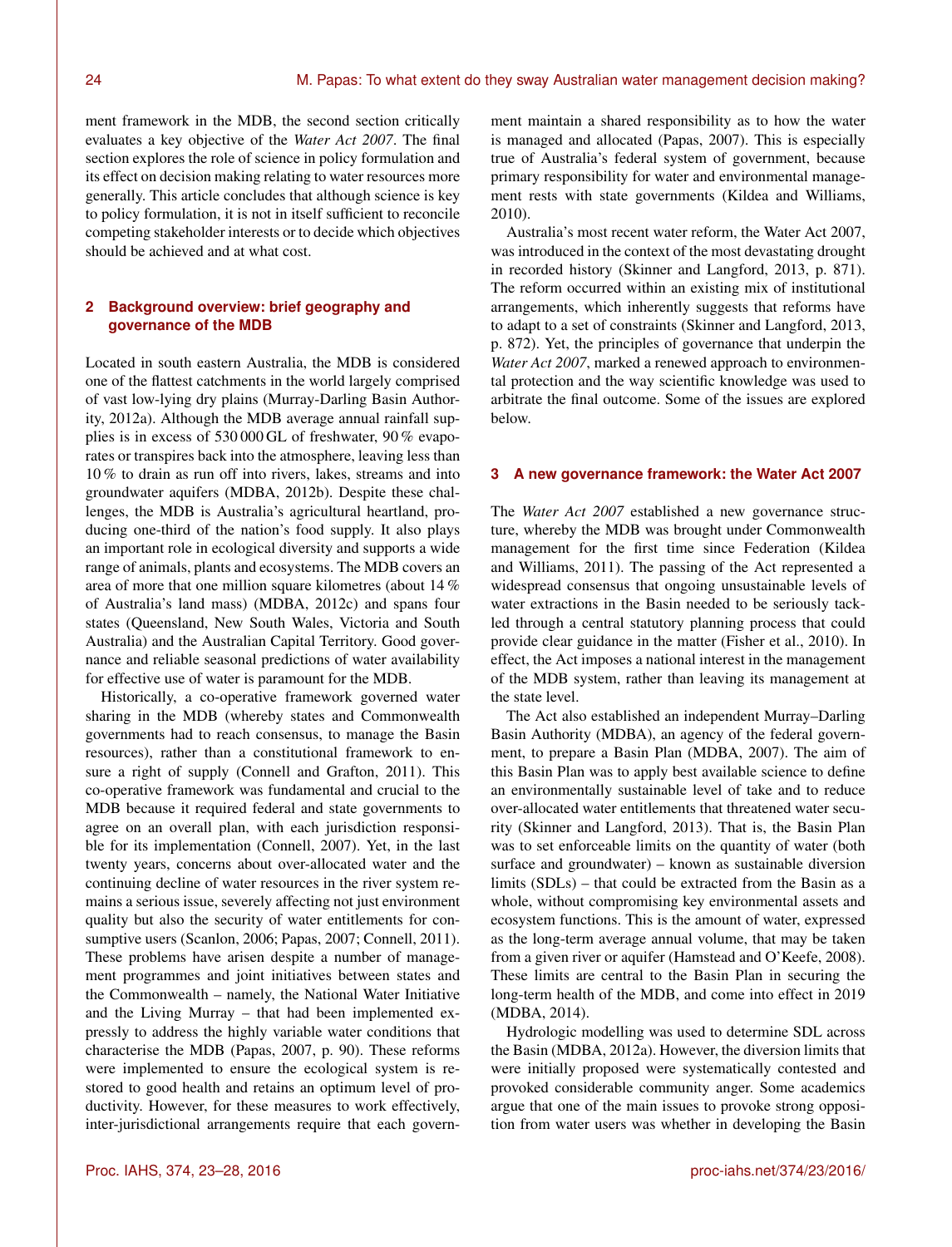ment framework in the MDB, the second section critically evaluates a key objective of the *Water Act 2007*. The final section explores the role of science in policy formulation and its effect on decision making relating to water resources more generally. This article concludes that although science is key to policy formulation, it is not in itself sufficient to reconcile competing stakeholder interests or to decide which objectives should be achieved and at what cost.

## 2 Background overview: brief geography and governance of the MDB

Located in south eastern Australia, the MDB is considered one of the flattest catchments in the world largely comprised of vast low-lying dry plains (Murray-Darling Basin Authority, 2012a). Although the MDB average annual rainfall supplies is in excess of 530 000 GL of freshwater, 90 % evaporates or transpires back into the atmosphere, leaving less than 10 % to drain as run off into rivers, lakes, streams and into groundwater aquifers (MDBA, 2012b). Despite these challenges, the MDB is Australia's agricultural heartland, producing one-third of the nation's food supply. It also plays an important role in ecological diversity and supports a wide range of animals, plants and ecosystems. The MDB covers an area of more that one million square kilometres (about 14 % of Australia's land mass) (MDBA, 2012c) and spans four states (Queensland, New South Wales, Victoria and South Australia) and the Australian Capital Territory. Good governance and reliable seasonal predictions of water availability for effective use of water is paramount for the MDB.

Historically, a co-operative framework governed water sharing in the MDB (whereby states and Commonwealth governments had to reach consensus, to manage the Basin resources), rather than a constitutional framework to ensure a right of supply (Connell and Grafton, 2011). This co-operative framework was fundamental and crucial to the MDB because it required federal and state governments to agree on an overall plan, with each jurisdiction responsible for its implementation (Connell, 2007). Yet, in the last twenty years, concerns about over-allocated water and the continuing decline of water resources in the river system remains a serious issue, severely affecting not just environment quality but also the security of water entitlements for consumptive users (Scanlon, 2006; Papas, 2007; Connell, 2011). These problems have arisen despite a number of management programmes and joint initiatives between states and the Commonwealth – namely, the National Water Initiative and the Living Murray – that had been implemented expressly to address the highly variable water conditions that characterise the MDB (Papas, 2007, p. 90). These reforms were implemented to ensure the ecological system is restored to good health and retains an optimum level of productivity. However, for these measures to work effectively, inter-jurisdictional arrangements require that each government maintain a shared responsibility as to how the water is managed and allocated (Papas, 2007). This is especially true of Australia's federal system of government, because primary responsibility for water and environmental management rests with state governments (Kildea and Williams, 2010).

Australia's most recent water reform, the Water Act 2007, was introduced in the context of the most devastating drought in recorded history (Skinner and Langford, 2013, p. 871). The reform occurred within an existing mix of institutional arrangements, which inherently suggests that reforms have to adapt to a set of constraints (Skinner and Langford, 2013, p. 872). Yet, the principles of governance that underpin the *Water Act 2007*, marked a renewed approach to environmental protection and the way scientific knowledge was used to arbitrate the final outcome. Some of the issues are explored below.

## 3 A new governance framework: the Water Act 2007

The *Water Act 2007* established a new governance structure, whereby the MDB was brought under Commonwealth management for the first time since Federation (Kildea and Williams, 2011). The passing of the Act represented a widespread consensus that ongoing unsustainable levels of water extractions in the Basin needed to be seriously tackled through a central statutory planning process that could provide clear guidance in the matter (Fisher et al., 2010). In effect, the Act imposes a national interest in the management of the MDB system, rather than leaving its management at the state level.

The Act also established an independent Murray–Darling Basin Authority (MDBA), an agency of the federal government, to prepare a Basin Plan (MDBA, 2007). The aim of this Basin Plan was to apply best available science to define an environmentally sustainable level of take and to reduce over-allocated water entitlements that threatened water security (Skinner and Langford, 2013). That is, the Basin Plan was to set enforceable limits on the quantity of water (both surface and groundwater) – known as sustainable diversion limits (SDLs) – that could be extracted from the Basin as a whole, without compromising key environmental assets and ecosystem functions. This is the amount of water, expressed as the long-term average annual volume, that may be taken from a given river or aquifer (Hamstead and O'Keefe, 2008). These limits are central to the Basin Plan in securing the long-term health of the MDB, and come into effect in 2019 (MDBA, 2014).

Hydrologic modelling was used to determine SDL across the Basin (MDBA, 2012a). However, the diversion limits that were initially proposed were systematically contested and provoked considerable community anger. Some academics argue that one of the main issues to provoke strong opposition from water users was whether in developing the Basin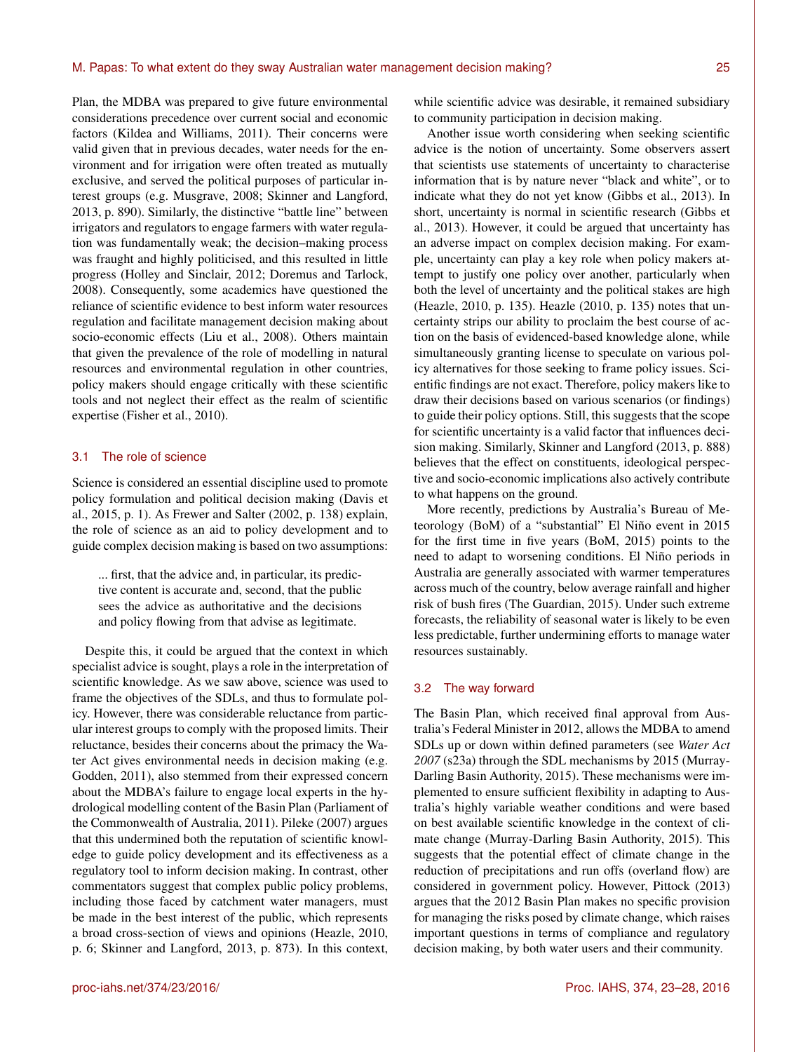Plan, the MDBA was prepared to give future environmental considerations precedence over current social and economic factors (Kildea and Williams, 2011). Their concerns were valid given that in previous decades, water needs for the environment and for irrigation were often treated as mutually exclusive, and served the political purposes of particular interest groups (e.g. Musgrave, 2008; Skinner and Langford, 2013, p. 890). Similarly, the distinctive "battle line" between irrigators and regulators to engage farmers with water regulation was fundamentally weak; the decision–making process was fraught and highly politicised, and this resulted in little progress (Holley and Sinclair, 2012; Doremus and Tarlock, 2008). Consequently, some academics have questioned the reliance of scientific evidence to best inform water resources regulation and facilitate management decision making about socio-economic effects (Liu et al., 2008). Others maintain that given the prevalence of the role of modelling in natural resources and environmental regulation in other countries, policy makers should engage critically with these scientific tools and not neglect their effect as the realm of scientific expertise (Fisher et al., 2010).

## 3.1 The role of science

Science is considered an essential discipline used to promote policy formulation and political decision making (Davis et al., 2015, p. 1). As Frewer and Salter (2002, p. 138) explain, the role of science as an aid to policy development and to guide complex decision making is based on two assumptions:

> ... first, that the advice and, in particular, its predictive content is accurate and, second, that the public sees the advice as authoritative and the decisions and policy flowing from that advise as legitimate.

Despite this, it could be argued that the context in which specialist advice is sought, plays a role in the interpretation of scientific knowledge. As we saw above, science was used to frame the objectives of the SDLs, and thus to formulate policy. However, there was considerable reluctance from particular interest groups to comply with the proposed limits. Their reluctance, besides their concerns about the primacy the Water Act gives environmental needs in decision making (e.g. Godden, 2011), also stemmed from their expressed concern about the MDBA's failure to engage local experts in the hydrological modelling content of the Basin Plan (Parliament of the Commonwealth of Australia, 2011). Pileke (2007) argues that this undermined both the reputation of scientific knowledge to guide policy development and its effectiveness as a regulatory tool to inform decision making. In contrast, other commentators suggest that complex public policy problems, including those faced by catchment water managers, must be made in the best interest of the public, which represents a broad cross-section of views and opinions (Heazle, 2010, p. 6; Skinner and Langford, 2013, p. 873). In this context, while scientific advice was desirable, it remained subsidiary to community participation in decision making.

Another issue worth considering when seeking scientific advice is the notion of uncertainty. Some observers assert that scientists use statements of uncertainty to characterise information that is by nature never "black and white", or to indicate what they do not yet know (Gibbs et al., 2013). In short, uncertainty is normal in scientific research (Gibbs et al., 2013). However, it could be argued that uncertainty has an adverse impact on complex decision making. For example, uncertainty can play a key role when policy makers attempt to justify one policy over another, particularly when both the level of uncertainty and the political stakes are high (Heazle, 2010, p. 135). Heazle (2010, p. 135) notes that uncertainty strips our ability to proclaim the best course of action on the basis of evidenced-based knowledge alone, while simultaneously granting license to speculate on various policy alternatives for those seeking to frame policy issues. Scientific findings are not exact. Therefore, policy makers like to draw their decisions based on various scenarios (or findings) to guide their policy options. Still, this suggests that the scope for scientific uncertainty is a valid factor that influences decision making. Similarly, Skinner and Langford (2013, p. 888) believes that the effect on constituents, ideological perspective and socio-economic implications also actively contribute to what happens on the ground.

More recently, predictions by Australia's Bureau of Meteorology (BoM) of a "substantial" El Niño event in 2015 for the first time in five years (BoM, 2015) points to the need to adapt to worsening conditions. El Niño periods in Australia are generally associated with warmer temperatures across much of the country, below average rainfall and higher risk of bush fires (The Guardian, 2015). Under such extreme forecasts, the reliability of seasonal water is likely to be even less predictable, further undermining efforts to manage water resources sustainably.

## 3.2 The way forward

The Basin Plan, which received final approval from Australia's Federal Minister in 2012, allows the MDBA to amend SDLs up or down within defined parameters (see *Water Act 2007* (s23a) through the SDL mechanisms by 2015 (Murray-Darling Basin Authority, 2015). These mechanisms were implemented to ensure sufficient flexibility in adapting to Australia's highly variable weather conditions and were based on best available scientific knowledge in the context of climate change (Murray-Darling Basin Authority, 2015). This suggests that the potential effect of climate change in the reduction of precipitations and run offs (overland flow) are considered in government policy. However, Pittock (2013) argues that the 2012 Basin Plan makes no specific provision for managing the risks posed by climate change, which raises important questions in terms of compliance and regulatory decision making, by both water users and their community.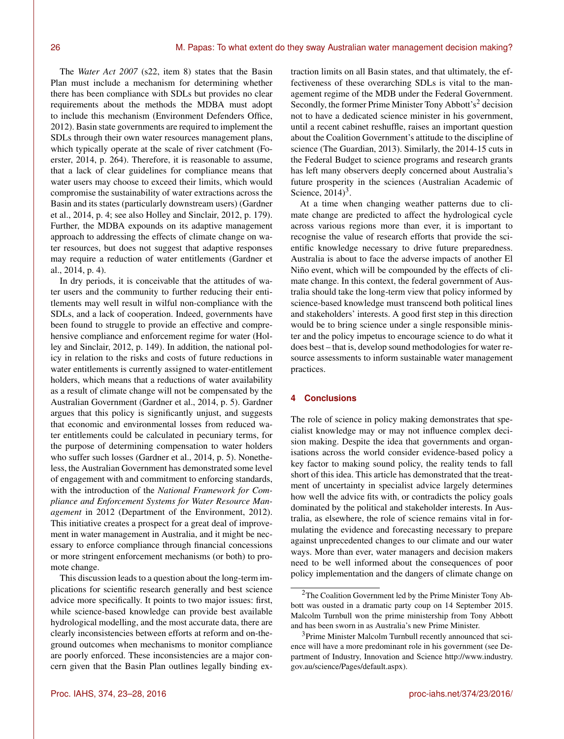The *Water Act 2007* (s22, item 8) states that the Basin Plan must include a mechanism for determining whether there has been compliance with SDLs but provides no clear requirements about the methods the MDBA must adopt to include this mechanism (Environment Defenders Office, 2012). Basin state governments are required to implement the SDLs through their own water resources management plans, which typically operate at the scale of river catchment (Foerster, 2014, p. 264). Therefore, it is reasonable to assume, that a lack of clear guidelines for compliance means that water users may choose to exceed their limits, which would compromise the sustainability of water extractions across the Basin and its states (particularly downstream users) (Gardner et al., 2014, p. 4; see also Holley and Sinclair, 2012, p. 179). Further, the MDBA expounds on its adaptive management approach to addressing the effects of climate change on water resources, but does not suggest that adaptive responses may require a reduction of water entitlements (Gardner et al., 2014, p. 4).

In dry periods, it is conceivable that the attitudes of water users and the community to further reducing their entitlements may well result in wilful non-compliance with the SDLs, and a lack of cooperation. Indeed, governments have been found to struggle to provide an effective and comprehensive compliance and enforcement regime for water (Holley and Sinclair, 2012, p. 149). In addition, the national policy in relation to the risks and costs of future reductions in water entitlements is currently assigned to water-entitlement holders, which means that a reductions of water availability as a result of climate change will not be compensated by the Australian Government (Gardner et al., 2014, p. 5). Gardner argues that this policy is significantly unjust, and suggests that economic and environmental losses from reduced water entitlements could be calculated in pecuniary terms, for the purpose of determining compensation to water holders who suffer such losses (Gardner et al., 2014, p. 5). Nonetheless, the Australian Government has demonstrated some level of engagement with and commitment to enforcing standards, with the introduction of the *National Framework for Compliance and Enforcement Systems for Water Resource Management* in 2012 (Department of the Environment, 2012). This initiative creates a prospect for a great deal of improvement in water management in Australia, and it might be necessary to enforce compliance through financial concessions or more stringent enforcement mechanisms (or both) to promote change.

This discussion leads to a question about the long-term implications for scientific research generally and best science advice more specifically. It points to two major issues: first, while science-based knowledge can provide best available hydrological modelling, and the most accurate data, there are clearly inconsistencies between efforts at reform and on-the-ground outcomes when mechanisms to monitor compliance are poorly enforced. These inconsistencies are a major concern given that the Basin Plan outlines legally binding extraction limits on all Basin states, and that ultimately, the effectiveness of these overarching SDLs is vital to the management regime of the MDB under the Federal Government. Secondly, the former Prime Minister Tony Abbott's[2] decision not to have a dedicated science minister in his government, until a recent cabinet reshuffle, raises an important question about the Coalition Government's attitude to the discipline of science (The Guardian, 2013). Similarly, the 2014-15 cuts in the Federal Budget to science programs and research grants has left many observers deeply concerned about Australia's future prosperity in the sciences (Australian Academic of Science, 2014)[3].

At a time when changing weather patterns due to climate change are predicted to affect the hydrological cycle across various regions more than ever, it is important to recognise the value of research efforts that provide the scientific knowledge necessary to drive future preparedness. Australia is about to face the adverse impacts of another El Niño event, which will be compounded by the effects of climate change. In this context, the federal government of Australia should take the long-term view that policy informed by science-based knowledge must transcend both political lines and stakeholders' interests. A good first step in this direction would be to bring science under a single responsible minister and the policy impetus to encourage science to do what it does best – that is, develop sound methodologies for water resource assessments to inform sustainable water management practices.

## 4 Conclusions

The role of science in policy making demonstrates that specialist knowledge may or may not influence complex decision making. Despite the idea that governments and organisations across the world consider evidence-based policy a key factor to making sound policy, the reality tends to fall short of this idea. This article has demonstrated that the treatment of uncertainty in specialist advice largely determines how well the advice fits with, or contradicts the policy goals dominated by the political and stakeholder interests. In Australia, as elsewhere, the role of science remains vital in formulating the evidence and forecasting necessary to prepare against unprecedented changes to our climate and our water ways. More than ever, water managers and decision makers need to be well informed about the consequences of poor policy implementation and the dangers of climate change on

[2] The Coalition Government led by the Prime Minister Tony Abbott was ousted in a dramatic party coup on 14 September 2015. Malcolm Turnbull won the prime ministership from Tony Abbott and has been sworn in as Australia's new Prime Minister.

[3] Prime Minister Malcolm Turnbull recently announced that science will have a more predominant role in his government (see Department of Industry, Innovation and Science http://www.industry.gov.au/science/Pages/default.aspx).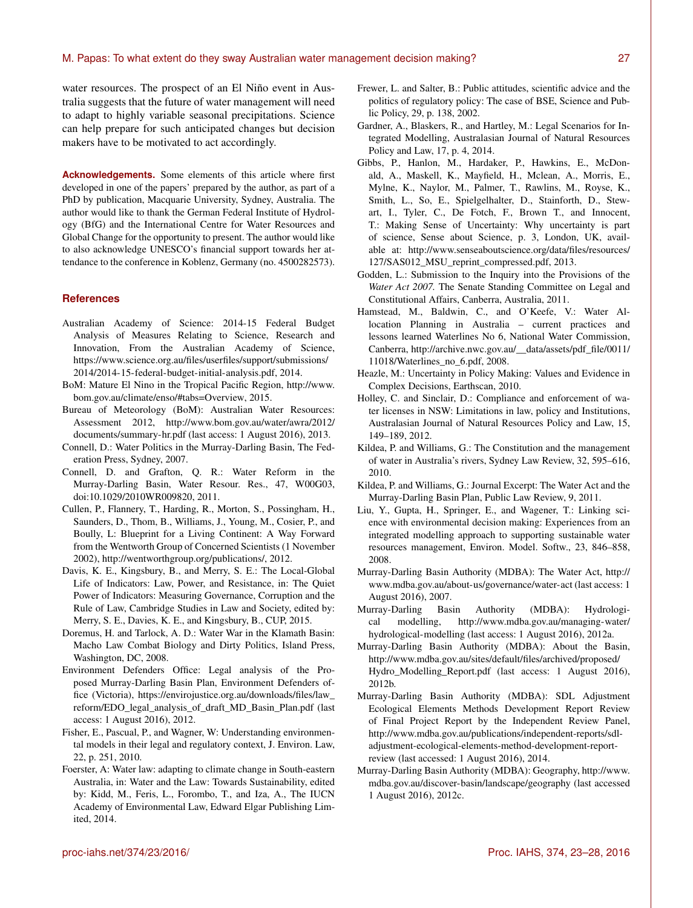water resources. The prospect of an El Niño event in Australia suggests that the future of water management will need to adapt to highly variable seasonal precipitations. Science can help prepare for such anticipated changes but decision makers have to be motivated to act accordingly.

**Acknowledgements.** Some elements of this article where first developed in one of the papers' prepared by the author, as part of a PhD by publication, Macquarie University, Sydney, Australia. The author would like to thank the German Federal Institute of Hydrology (BfG) and the International Centre for Water Resources and Global Change for the opportunity to present. The author would like to also acknowledge UNESCO's financial support towards her attendance to the conference in Koblenz, Germany (no. 4500282573).

## References

Australian Academy of Science: 2014-15 Federal Budget Analysis of Measures Relating to Science, Research and Innovation, From the Australian Academy of Science, https://www.science.org.au/files/userfiles/support/submissions/2014/2014-15-federal-budget-initial-analysis.pdf, 2014.

BoM: Mature El Nino in the Tropical Pacific Region, http://www.bom.gov.au/climate/enso/#tabs=Overview, 2015.

Bureau of Meteorology (BoM): Australian Water Resources: Assessment 2012, http://www.bom.gov.au/water/awra/2012/documents/summary-hr.pdf (last access: 1 August 2016), 2013.

Connell, D.: Water Politics in the Murray-Darling Basin, The Federation Press, Sydney, 2007.

Connell, D. and Grafton, Q. R.: Water Reform in the Murray-Darling Basin, Water Resour. Res., 47, W00G03, doi:10.1029/2010WR009820, 2011.

Cullen, P., Flannery, T., Harding, R., Morton, S., Possingham, H., Saunders, D., Thom, B., Williams, J., Young, M., Cosier, P., and Boully, L: Blueprint for a Living Continent: A Way Forward from the Wentworth Group of Concerned Scientists (1 November 2002), http://wentworthgroup.org/publications/, 2012.

Davis, K. E., Kingsbury, B., and Merry, S. E.: The Local-Global Life of Indicators: Law, Power, and Resistance, in: The Quiet Power of Indicators: Measuring Governance, Corruption and the Rule of Law, Cambridge Studies in Law and Society, edited by: Merry, S. E., Davies, K. E., and Kingsbury, B., CUP, 2015.

Doremus, H. and Tarlock, A. D.: Water War in the Klamath Basin: Macho Law Combat Biology and Dirty Politics, Island Press, Washington, DC, 2008.

Environment Defenders Office: Legal analysis of the Proposed Murray-Darling Basin Plan, Environment Defenders office (Victoria), https://envirojustice.org.au/downloads/files/law_reform/EDO_legal_analysis_of_draft_MD_Basin_Plan.pdf (last access: 1 August 2016), 2012.

Fisher, E., Pascual, P., and Wagner, W: Understanding environmental models in their legal and regulatory context, J. Environ. Law, 22, p. 251, 2010.

Foerster, A: Water law: adapting to climate change in South-eastern Australia, in: Water and the Law: Towards Sustainability, edited by: Kidd, M., Feris, L., Forombo, T., and Iza, A., The IUCN Academy of Environmental Law, Edward Elgar Publishing Limited, 2014.

Frewer, L. and Salter, B.: Public attitudes, scientific advice and the politics of regulatory policy: The case of BSE, Science and Public Policy, 29, p. 138, 2002.

Gardner, A., Blaskers, R., and Hartley, M.: Legal Scenarios for Integrated Modelling, Australasian Journal of Natural Resources Policy and Law, 17, p. 4, 2014.

Gibbs, P., Hanlon, M., Hardaker, P., Hawkins, E., McDonald, A., Maskell, K., Mayfield, H., Mclean, A., Morris, E., Mylne, K., Naylor, M., Palmer, T., Rawlins, M., Royse, K., Smith, L., So, E., Spielgelhalter, D., Stainforth, D., Stewart, I., Tyler, C., De Fotch, F., Brown T., and Innocent, T.: Making Sense of Uncertainty: Why uncertainty is part of science, Sense about Science, p. 3, London, UK, available at: http://www.senseaboutscience.org/data/files/resources/127/SAS012_MSU_reprint_compressed.pdf, 2013.

Godden, L.: Submission to the Inquiry into the Provisions of the *Water Act 2007*. The Senate Standing Committee on Legal and Constitutional Affairs, Canberra, Australia, 2011.

Hamstead, M., Baldwin, C., and O'Keefe, V.: Water Allocation Planning in Australia – current practices and lessons learned Waterlines No 6, National Water Commission, Canberra, http://archive.nwc.gov.au/__data/assets/pdf_file/0011/11018/Waterlines_no_6.pdf, 2008.

Heazle, M.: Uncertainty in Policy Making: Values and Evidence in Complex Decisions, Earthscan, 2010.

Holley, C. and Sinclair, D.: Compliance and enforcement of water licenses in NSW: Limitations in law, policy and Institutions, Australasian Journal of Natural Resources Policy and Law, 15, 149–189, 2012.

Kildea, P. and Williams, G.: The Constitution and the management of water in Australia's rivers, Sydney Law Review, 32, 595–616, 2010.

Kildea, P. and Williams, G.: Journal Excerpt: The Water Act and the Murray-Darling Basin Plan, Public Law Review, 9, 2011.

Liu, Y., Gupta, H., Springer, E., and Wagener, T.: Linking science with environmental decision making: Experiences from an integrated modelling approach to supporting sustainable water resources management, Environ. Model. Softw., 23, 846–858, 2008.

Murray-Darling Basin Authority (MDBA): The Water Act, http://www.mdba.gov.au/about-us/governance/water-act (last access: 1 August 2016), 2007.

Murray-Darling Basin Authority (MDBA): Hydrological modelling, http://www.mdba.gov.au/managing-water/hydrological-modelling (last access: 1 August 2016), 2012a.

Murray-Darling Basin Authority (MDBA): About the Basin, http://www.mdba.gov.au/sites/default/files/archived/proposed/Hydro_Modelling_Report.pdf (last access: 1 August 2016), 2012b.

Murray-Darling Basin Authority (MDBA): SDL Adjustment Ecological Elements Methods Development Report Review of Final Project Report by the Independent Review Panel, http://www.mdba.gov.au/publications/independent-reports/sdl-adjustment-ecological-elements-method-development-report-review (last accessed: 1 August 2016), 2014.

Murray-Darling Basin Authority (MDBA): Geography, http://www.mdba.gov.au/discover-basin/landscape/geography (last accessed 1 August 2016), 2012c.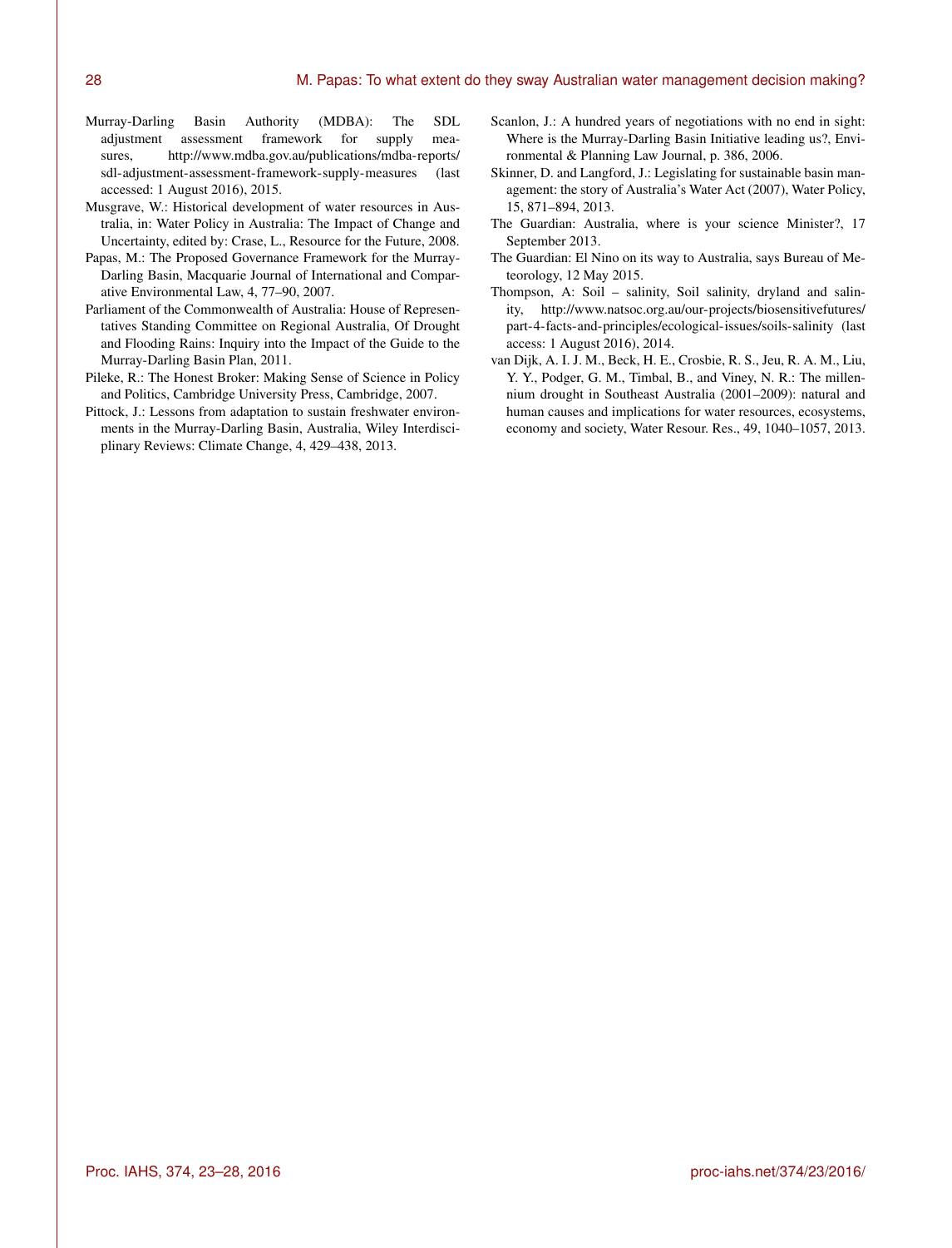Murray-Darling Basin Authority (MDBA): The SDL adjustment assessment framework for supply measures, http://www.mdba.gov.au/publications/mdba-reports/sdl-adjustment-assessment-framework-supply-measures (last accessed: 1 August 2016), 2015.

Musgrave, W.: Historical development of water resources in Australia, in: Water Policy in Australia: The Impact of Change and Uncertainty, edited by: Crase, L., Resource for the Future, 2008.

Papas, M.: The Proposed Governance Framework for the Murray-Darling Basin, Macquarie Journal of International and Comparative Environmental Law, 4, 77–90, 2007.

Parliament of the Commonwealth of Australia: House of Representatives Standing Committee on Regional Australia, Of Drought and Flooding Rains: Inquiry into the Impact of the Guide to the Murray-Darling Basin Plan, 2011.

Pileke, R.: The Honest Broker: Making Sense of Science in Policy and Politics, Cambridge University Press, Cambridge, 2007.

Pittock, J.: Lessons from adaptation to sustain freshwater environments in the Murray-Darling Basin, Australia, Wiley Interdisciplinary Reviews: Climate Change, 4, 429–438, 2013.

Scanlon, J.: A hundred years of negotiations with no end in sight: Where is the Murray-Darling Basin Initiative leading us?, Environmental & Planning Law Journal, p. 386, 2006.

Skinner, D. and Langford, J.: Legislating for sustainable basin management: the story of Australia's Water Act (2007), Water Policy, 15, 871–894, 2013.

The Guardian: Australia, where is your science Minister?, 17 September 2013.

The Guardian: El Nino on its way to Australia, says Bureau of Meteorology, 12 May 2015.

Thompson, A: Soil – salinity, Soil salinity, dryland and salinity, http://www.natsoc.org.au/our-projects/biosensitivefutures/part-4-facts-and-principles/ecological-issues/soils-salinity (last access: 1 August 2016), 2014.

van Dijk, A. I. J. M., Beck, H. E., Crosbie, R. S., Jeu, R. A. M., Liu, Y. Y., Podger, G. M., Timbal, B., and Viney, N. R.: The millennium drought in Southeast Australia (2001–2009): natural and human causes and implications for water resources, ecosystems, economy and society, Water Resour. Res., 49, 1040–1057, 2013.